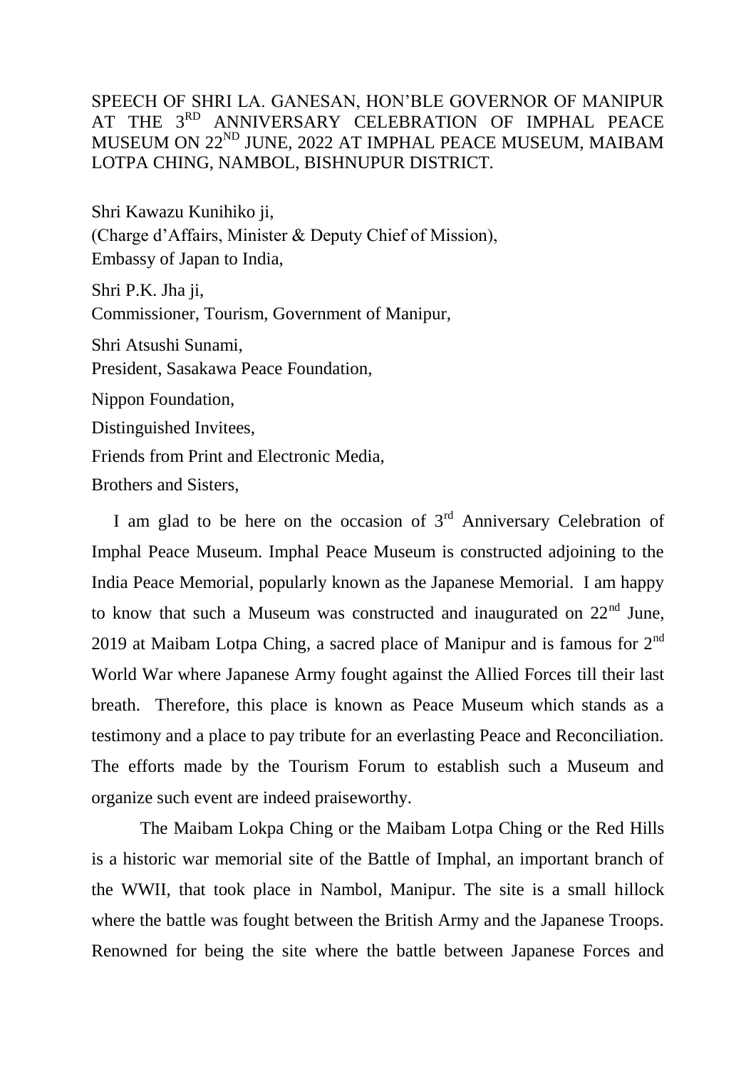SPEECH OF SHRI LA. GANESAN, HON'BLE GOVERNOR OF MANIPUR AT THE 3RD ANNIVERSARY CELEBRATION OF IMPHAL PEACE MUSEUM ON 22ND JUNE, 2022 AT IMPHAL PEACE MUSEUM, MAIBAM LOTPA CHING, NAMBOL, BISHNUPUR DISTRICT.

Shri Kawazu Kunihiko ji,
(Charge d'Affairs, Minister & Deputy Chief of Mission),
Embassy of Japan to India,

Shri P.K. Jha ji,
Commissioner, Tourism, Government of Manipur,

Shri Atsushi Sunami,
President, Sasakawa Peace Foundation,

Nippon Foundation,

Distinguished Invitees,

Friends from Print and Electronic Media,

Brothers and Sisters,

I am glad to be here on the occasion of 3rd Anniversary Celebration of Imphal Peace Museum. Imphal Peace Museum is constructed adjoining to the India Peace Memorial, popularly known as the Japanese Memorial. I am happy to know that such a Museum was constructed and inaugurated on 22nd June, 2019 at Maibam Lotpa Ching, a sacred place of Manipur and is famous for 2nd World War where Japanese Army fought against the Allied Forces till their last breath. Therefore, this place is known as Peace Museum which stands as a testimony and a place to pay tribute for an everlasting Peace and Reconciliation. The efforts made by the Tourism Forum to establish such a Museum and organize such event are indeed praiseworthy.

The Maibam Lokpa Ching or the Maibam Lotpa Ching or the Red Hills is a historic war memorial site of the Battle of Imphal, an important branch of the WWII, that took place in Nambol, Manipur. The site is a small hillock where the battle was fought between the British Army and the Japanese Troops. Renowned for being the site where the battle between Japanese Forces and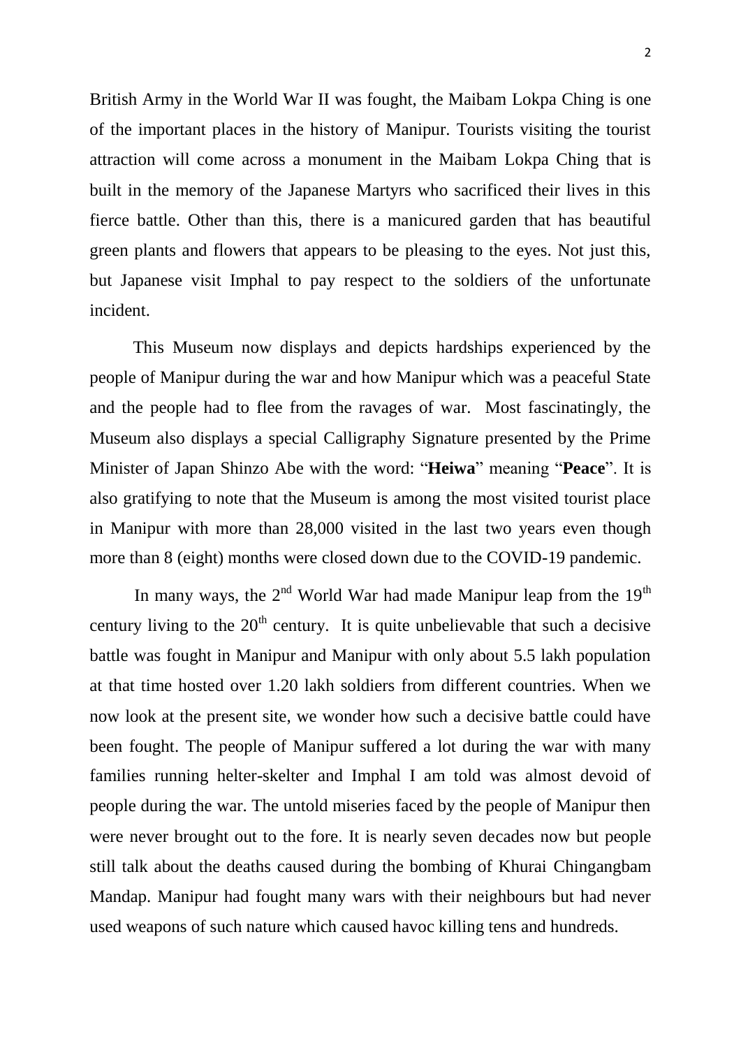British Army in the World War II was fought, the Maibam Lokpa Ching is one of the important places in the history of Manipur. Tourists visiting the tourist attraction will come across a monument in the Maibam Lokpa Ching that is built in the memory of the Japanese Martyrs who sacrificed their lives in this fierce battle. Other than this, there is a manicured garden that has beautiful green plants and flowers that appears to be pleasing to the eyes. Not just this, but Japanese visit Imphal to pay respect to the soldiers of the unfortunate incident.

This Museum now displays and depicts hardships experienced by the people of Manipur during the war and how Manipur which was a peaceful State and the people had to flee from the ravages of war. Most fascinatingly, the Museum also displays a special Calligraphy Signature presented by the Prime Minister of Japan Shinzo Abe with the word: "**Heiwa**" meaning "**Peace**". It is also gratifying to note that the Museum is among the most visited tourist place in Manipur with more than 28,000 visited in the last two years even though more than 8 (eight) months were closed down due to the COVID-19 pandemic.

In many ways, the 2nd World War had made Manipur leap from the 19th century living to the 20th century. It is quite unbelievable that such a decisive battle was fought in Manipur and Manipur with only about 5.5 lakh population at that time hosted over 1.20 lakh soldiers from different countries. When we now look at the present site, we wonder how such a decisive battle could have been fought. The people of Manipur suffered a lot during the war with many families running helter-skelter and Imphal I am told was almost devoid of people during the war. The untold miseries faced by the people of Manipur then were never brought out to the fore. It is nearly seven decades now but people still talk about the deaths caused during the bombing of Khurai Chingangbam Mandap. Manipur had fought many wars with their neighbours but had never used weapons of such nature which caused havoc killing tens and hundreds.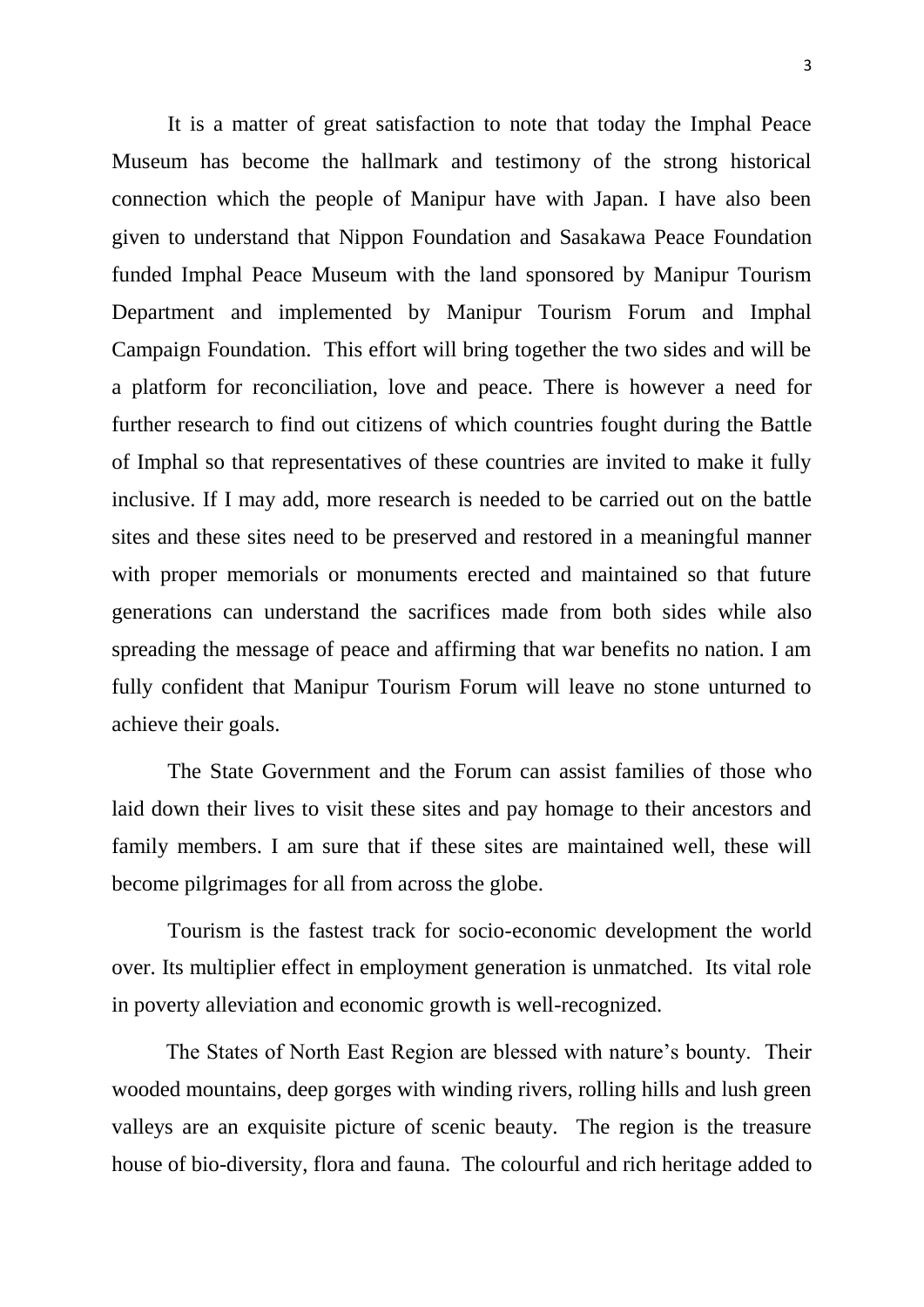It is a matter of great satisfaction to note that today the Imphal Peace Museum has become the hallmark and testimony of the strong historical connection which the people of Manipur have with Japan. I have also been given to understand that Nippon Foundation and Sasakawa Peace Foundation funded Imphal Peace Museum with the land sponsored by Manipur Tourism Department and implemented by Manipur Tourism Forum and Imphal Campaign Foundation. This effort will bring together the two sides and will be a platform for reconciliation, love and peace. There is however a need for further research to find out citizens of which countries fought during the Battle of Imphal so that representatives of these countries are invited to make it fully inclusive. If I may add, more research is needed to be carried out on the battle sites and these sites need to be preserved and restored in a meaningful manner with proper memorials or monuments erected and maintained so that future generations can understand the sacrifices made from both sides while also spreading the message of peace and affirming that war benefits no nation. I am fully confident that Manipur Tourism Forum will leave no stone unturned to achieve their goals.

The State Government and the Forum can assist families of those who laid down their lives to visit these sites and pay homage to their ancestors and family members. I am sure that if these sites are maintained well, these will become pilgrimages for all from across the globe.

Tourism is the fastest track for socio-economic development the world over. Its multiplier effect in employment generation is unmatched. Its vital role in poverty alleviation and economic growth is well-recognized.

The States of North East Region are blessed with nature's bounty. Their wooded mountains, deep gorges with winding rivers, rolling hills and lush green valleys are an exquisite picture of scenic beauty. The region is the treasure house of bio-diversity, flora and fauna. The colourful and rich heritage added to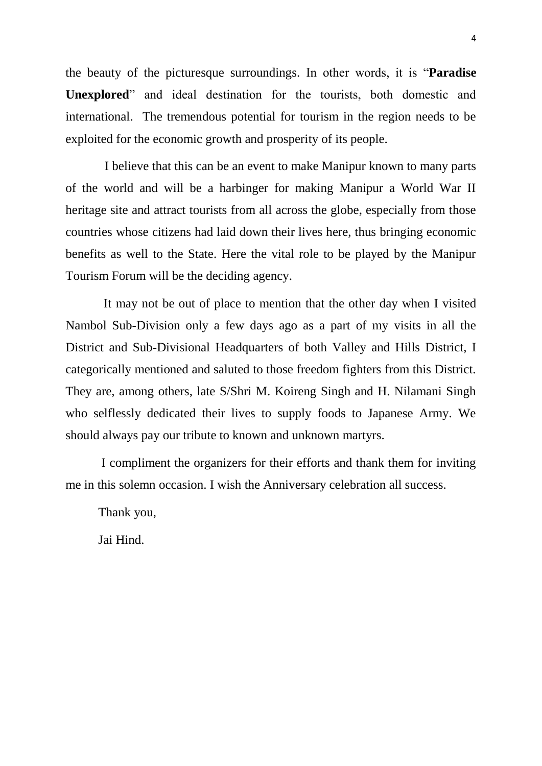the beauty of the picturesque surroundings. In other words, it is "**Paradise Unexplored**" and ideal destination for the tourists, both domestic and international. The tremendous potential for tourism in the region needs to be exploited for the economic growth and prosperity of its people.

I believe that this can be an event to make Manipur known to many parts of the world and will be a harbinger for making Manipur a World War II heritage site and attract tourists from all across the globe, especially from those countries whose citizens had laid down their lives here, thus bringing economic benefits as well to the State. Here the vital role to be played by the Manipur Tourism Forum will be the deciding agency.

It may not be out of place to mention that the other day when I visited Nambol Sub-Division only a few days ago as a part of my visits in all the District and Sub-Divisional Headquarters of both Valley and Hills District, I categorically mentioned and saluted to those freedom fighters from this District. They are, among others, late S/Shri M. Koireng Singh and H. Nilamani Singh who selflessly dedicated their lives to supply foods to Japanese Army. We should always pay our tribute to known and unknown martyrs.

I compliment the organizers for their efforts and thank them for inviting me in this solemn occasion. I wish the Anniversary celebration all success.

Thank you,

Jai Hind.